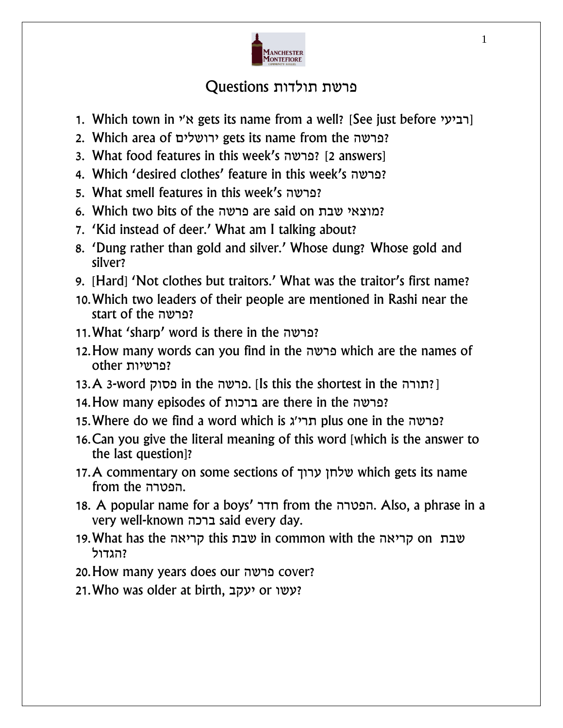# פרשת תולדות Questions

1. Which town in א"י gets its name from a well? [See just before רביעי]
2. Which area of ירושלים gets its name from the פרשה?
3. What food features in this week's פרשה? [2 answers]
4. Which 'desired clothes' feature in this week's פרשה?
5. What smell features in this week's פרשה?
6. Which two bits of the פרשה are said on מוצאי שבת?
7. 'Kid instead of deer.' What am I talking about?
8. 'Dung rather than gold and silver.' Whose dung? Whose gold and silver?
9. [Hard] 'Not clothes but traitors.' What was the traitor's first name?
10. Which two leaders of their people are mentioned in Rashi near the start of the פרשה?
11. What 'sharp' word is there in the פרשה?
12. How many words can you find in the פרשה which are the names of other פרשיות?
13. A 3-word פסוק in the פרשה. [Is this the shortest in the תורה?]
14. How many episodes of ברכות are there in the פרשה?
15. Where do we find a word which is תרי"ג plus one in the פרשה?
16. Can you give the literal meaning of this word [which is the answer to the last question]?
17. A commentary on some sections of שלחן ערוך which gets its name from the הפטרה.
18. A popular name for a boys' חדר from the הפטרה. Also, a phrase in a very well-known ברכה said every day.
19. What has the קריאה this שבת in common with the קריאה on שבת הגדול?
20. How many years does our פרשה cover?
21. Who was older at birth, יעקב or עשו?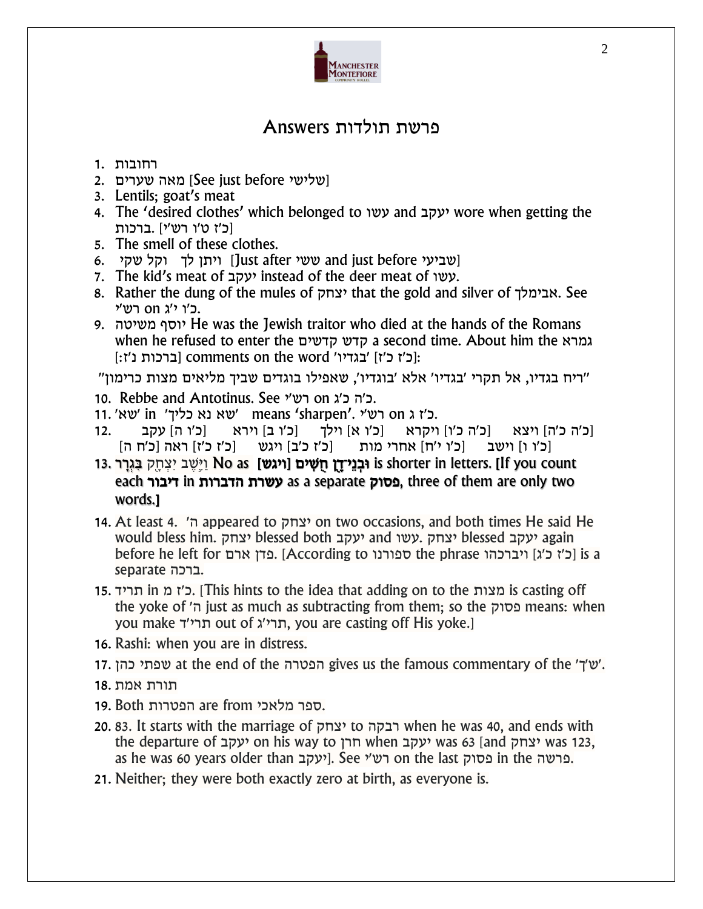# פרשת תולדות Answers

1. רחובות
2. מאה שערים [See just before שלישי]
3. Lentils; goat's meat
4. The 'desired clothes' which belonged to עשו and יעקב wore when getting the ברכות. [כ'ז ט'ו רש'י]
5. The smell of these clothes.
6. ויתן לך וקל שקי [Just after ששי and just before שביעי]
7. The kid's meat of יעקב instead of the deer meat of עשו.
8. Rather the dung of the mules of יצחק that the gold and silver of אבימלך. See רש"י on כ'ו י'ג.
9. יוסף משיטה He was the Jewish traitor who died at the hands of the Romans when he refused to enter the קדש קדשים a second time. About him the גמרא [ברכות נ'ז:] comments on the word 'בגדיו' [כ'ז כ'ז]:

"ריח בגדיו, אל תקרי 'בגדיו' אלא 'בוגדיו', שאפילו בוגדים שביך מליאים מצות כרימון"

10. Rebbe and Antotinus. See רש"י on כ'ה כ'ג.
11. 'שא' in 'שא נא כליך' means 'sharpen'. רש"י on כ'ז ג.
12. [כ'ה כ'ה] ויצא [כ'ה כ'ו] ויקרא [כ'ו א] וילך [כ'ו ב] וירא [כ'ו ה] עקב [כ'ו ו] וישב [כ'ו י'ח] אחרי מות [כ'ז כ'ב] ויגש [כ'ז כ'ז] ראה [כ'ח ה]
13. **וַיֵּשֶׁב יִצְחָק בִּגְרָר No as וּבְנֵי־דָן חֻשִׁים [ויגש] is shorter in letters. [If you count each דיבור in עשרת הדברות as a separate פסוק, three of them are only two words.]**
14. At least 4. 'ה appeared to יצחק on two occasions, and both times He said He would bless him. יצחק blessed both יעקב and עשו. יצחק blessed יעקב again before he left for פדן ארם. [According to ספורנו the phrase ויברכהו [כ'ז כ'ג] is a separate ברכה.
15. תריד in כ'ז מ. [This hints to the idea that adding on to the מצות is casting off the yoke of 'ה just as much as subtracting from them; so the פסוק means: when you make תרי'ד out of תרי'ג, you are casting off His yoke.]
16. Rashi: when you are in distress.
17. שפתי כהן at the end of the הפטרה gives us the famous commentary of the 'ש'ך.
18. תורת אמת
19. Both הפטרות are from ספר מלאכי.
20. 83. It starts with the marriage of יצחק to רבקה when he was 40, and ends with the departure of יעקב on his way to חרן when יעקב was 63 [and יצחק was 123, as he was 60 years older than יעקב]. See רש"י on the last פסוק in the פרשה.
21. Neither; they were both exactly zero at birth, as everyone is.